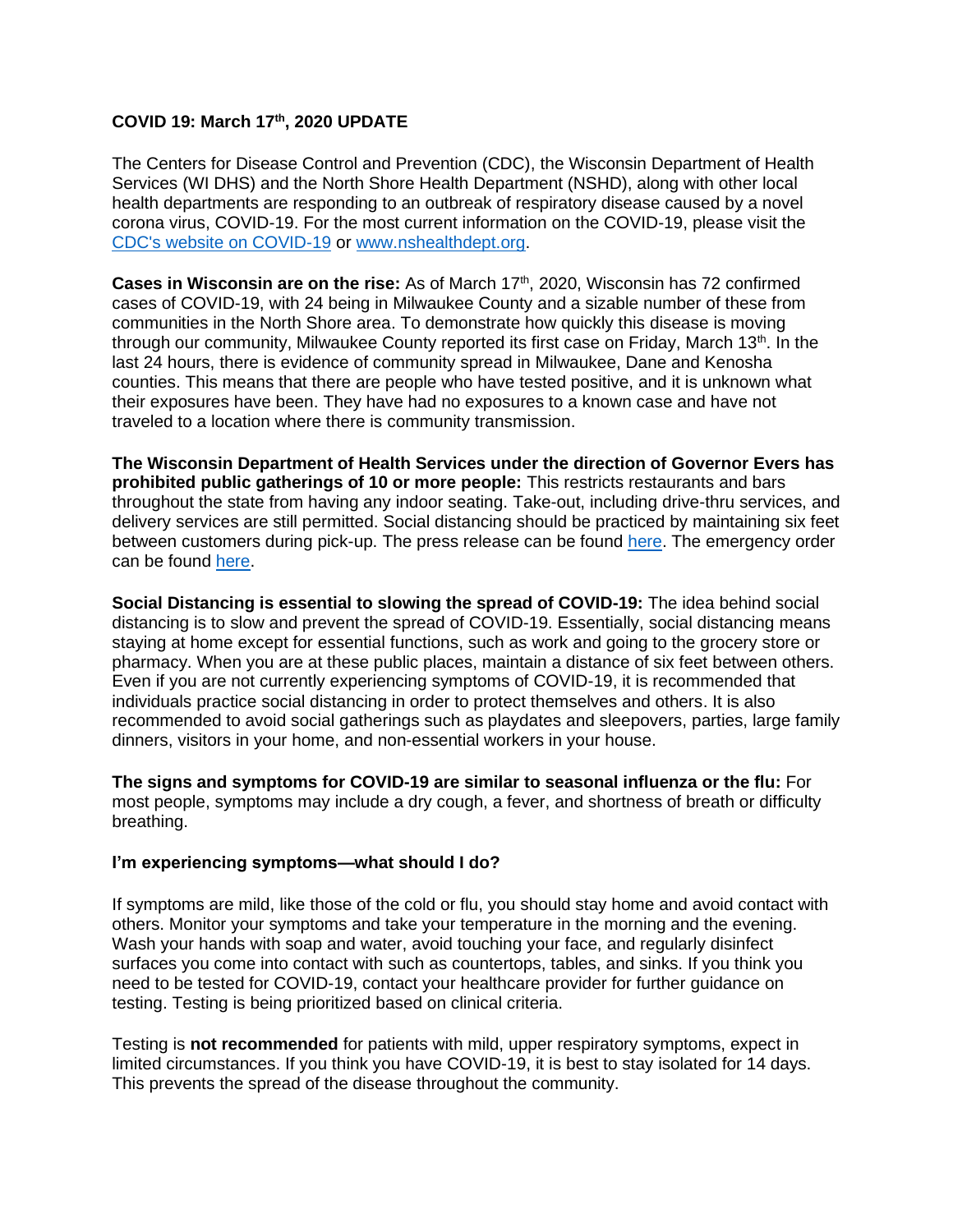**COVID 19: March 17th, 2020 UPDATE**

The Centers for Disease Control and Prevention (CDC), the Wisconsin Department of Health Services (WI DHS) and the North Shore Health Department (NSHD), along with other local health departments are responding to an outbreak of respiratory disease caused by a novel corona virus, COVID-19. For the most current information on the COVID-19, please visit the [CDC's website on COVID-19](#) or [www.nshealthdept.org](http://www.nshealthdept.org).

**Cases in Wisconsin are on the rise:** As of March 17th, 2020, Wisconsin has 72 confirmed cases of COVID-19, with 24 being in Milwaukee County and a sizable number of these from communities in the North Shore area. To demonstrate how quickly this disease is moving through our community, Milwaukee County reported its first case on Friday, March 13th. In the last 24 hours, there is evidence of community spread in Milwaukee, Dane and Kenosha counties. This means that there are people who have tested positive, and it is unknown what their exposures have been. They have had no exposures to a known case and have not traveled to a location where there is community transmission.

**The Wisconsin Department of Health Services under the direction of Governor Evers has prohibited public gatherings of 10 or more people:** This restricts restaurants and bars throughout the state from having any indoor seating. Take-out, including drive-thru services, and delivery services are still permitted. Social distancing should be practiced by maintaining six feet between customers during pick-up. The press release can be found [here](#). The emergency order can be found [here](#).

**Social Distancing is essential to slowing the spread of COVID-19:** The idea behind social distancing is to slow and prevent the spread of COVID-19. Essentially, social distancing means staying at home except for essential functions, such as work and going to the grocery store or pharmacy. When you are at these public places, maintain a distance of six feet between others. Even if you are not currently experiencing symptoms of COVID-19, it is recommended that individuals practice social distancing in order to protect themselves and others. It is also recommended to avoid social gatherings such as playdates and sleepovers, parties, large family dinners, visitors in your home, and non-essential workers in your house.

**The signs and symptoms for COVID-19 are similar to seasonal influenza or the flu:** For most people, symptoms may include a dry cough, a fever, and shortness of breath or difficulty breathing.

**I'm experiencing symptoms—what should I do?**

If symptoms are mild, like those of the cold or flu, you should stay home and avoid contact with others. Monitor your symptoms and take your temperature in the morning and the evening. Wash your hands with soap and water, avoid touching your face, and regularly disinfect surfaces you come into contact with such as countertops, tables, and sinks. If you think you need to be tested for COVID-19, contact your healthcare provider for further guidance on testing. Testing is being prioritized based on clinical criteria.

Testing is **not recommended** for patients with mild, upper respiratory symptoms, expect in limited circumstances. If you think you have COVID-19, it is best to stay isolated for 14 days. This prevents the spread of the disease throughout the community.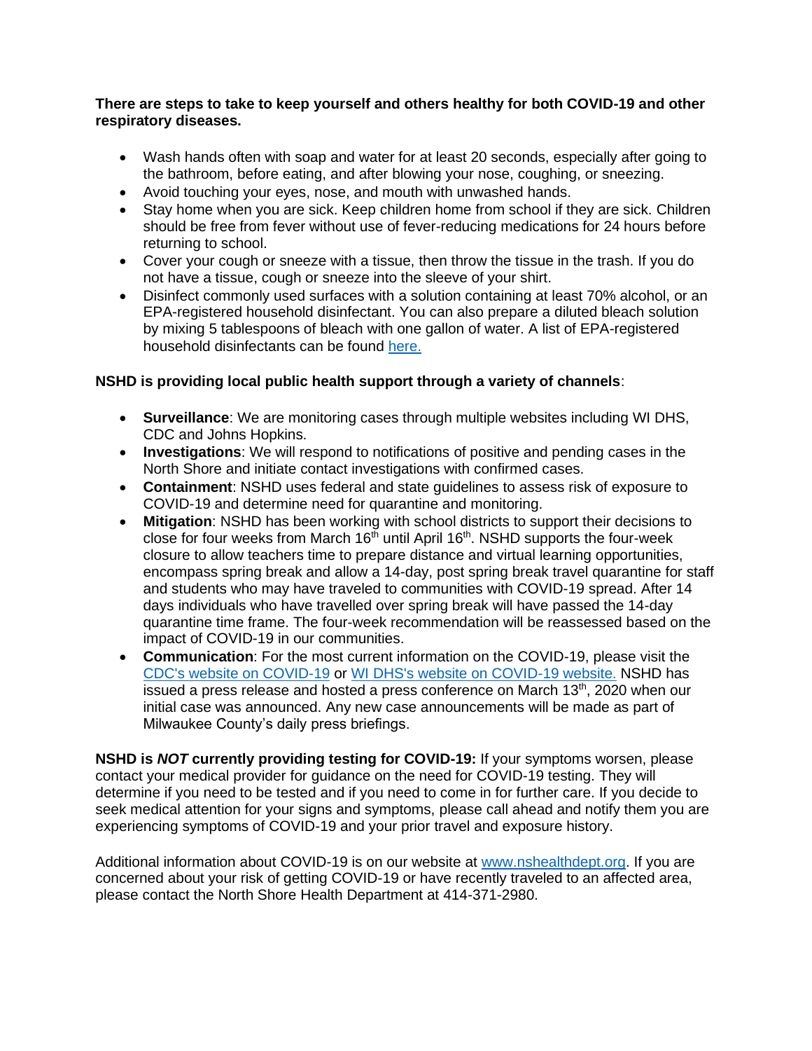**There are steps to take to keep yourself and others healthy for both COVID-19 and other respiratory diseases.**

- Wash hands often with soap and water for at least 20 seconds, especially after going to the bathroom, before eating, and after blowing your nose, coughing, or sneezing.
- Avoid touching your eyes, nose, and mouth with unwashed hands.
- Stay home when you are sick. Keep children home from school if they are sick. Children should be free from fever without use of fever-reducing medications for 24 hours before returning to school.
- Cover your cough or sneeze with a tissue, then throw the tissue in the trash. If you do not have a tissue, cough or sneeze into the sleeve of your shirt.
- Disinfect commonly used surfaces with a solution containing at least 70% alcohol, or an EPA-registered household disinfectant. You can also prepare a diluted bleach solution by mixing 5 tablespoons of bleach with one gallon of water. A list of EPA-registered household disinfectants can be found here.

**NSHD is providing local public health support through a variety of channels**:

- **Surveillance**: We are monitoring cases through multiple websites including WI DHS, CDC and Johns Hopkins.
- **Investigations**: We will respond to notifications of positive and pending cases in the North Shore and initiate contact investigations with confirmed cases.
- **Containment**: NSHD uses federal and state guidelines to assess risk of exposure to COVID-19 and determine need for quarantine and monitoring.
- **Mitigation**: NSHD has been working with school districts to support their decisions to close for four weeks from March 16th until April 16th. NSHD supports the four-week closure to allow teachers time to prepare distance and virtual learning opportunities, encompass spring break and allow a 14-day, post spring break travel quarantine for staff and students who may have traveled to communities with COVID-19 spread. After 14 days individuals who have travelled over spring break will have passed the 14-day quarantine time frame. The four-week recommendation will be reassessed based on the impact of COVID-19 in our communities.
- **Communication**: For the most current information on the COVID-19, please visit the CDC's website on COVID-19 or WI DHS's website on COVID-19 website. NSHD has issued a press release and hosted a press conference on March 13th, 2020 when our initial case was announced. Any new case announcements will be made as part of Milwaukee County's daily press briefings.

**NSHD is *NOT* currently providing testing for COVID-19:** If your symptoms worsen, please contact your medical provider for guidance on the need for COVID-19 testing. They will determine if you need to be tested and if you need to come in for further care. If you decide to seek medical attention for your signs and symptoms, please call ahead and notify them you are experiencing symptoms of COVID-19 and your prior travel and exposure history.

Additional information about COVID-19 is on our website at www.nshealthdept.org. If you are concerned about your risk of getting COVID-19 or have recently traveled to an affected area, please contact the North Shore Health Department at 414-371-2980.